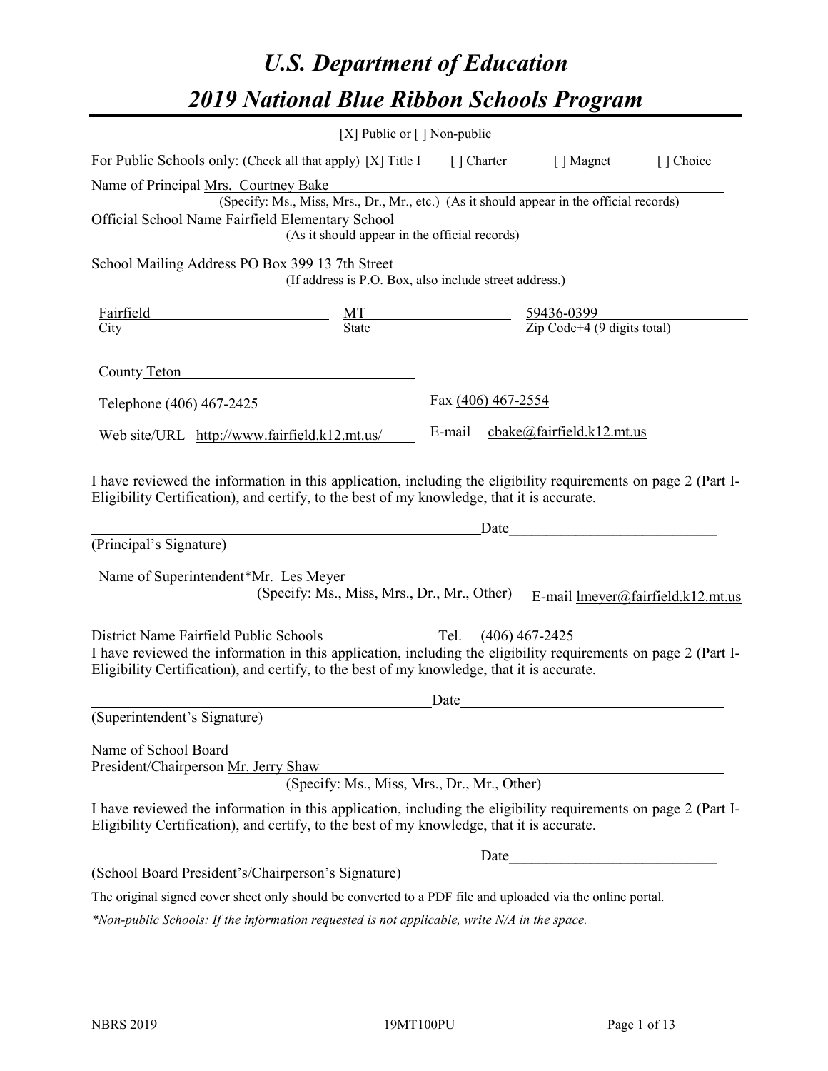# *U.S. Department of Education*

# *2019 National Blue Ribbon Schools Program*

[X] Public or [ ] Non-public

For Public Schools only: (Check all that apply) [X] Title I [ ] Charter [ ] Magnet [ ] Choice

Name of Principal Mrs. Courtney Bake
(Specify: Ms., Miss, Mrs., Dr., Mr., etc.) (As it should appear in the official records)

Official School Name Fairfield Elementary School
(As it should appear in the official records)

School Mailing Address PO Box 399 13 7th Street
(If address is P.O. Box, also include street address.)

| Fairfield | MT | 59436-0399 |
|---|---|---|
| City | State | Zip Code+4 (9 digits total) |

County Teton

Telephone (406) 467-2425 Fax (406) 467-2554

Web site/URL http://www.fairfield.k12.mt.us/ E-mail cbake@fairfield.k12.mt.us

I have reviewed the information in this application, including the eligibility requirements on page 2 (Part I-Eligibility Certification), and certify, to the best of my knowledge, that it is accurate.

_______________________________________ Date___________________________
(Principal's Signature)

Name of Superintendent*Mr. Les Meyer
(Specify: Ms., Miss, Mrs., Dr., Mr., Other) E-mail lmeyer@fairfield.k12.mt.us

District Name Fairfield Public Schools Tel. (406) 467-2425

I have reviewed the information in this application, including the eligibility requirements on page 2 (Part I-Eligibility Certification), and certify, to the best of my knowledge, that it is accurate.

_______________________________________ Date___________________________
(Superintendent's Signature)

Name of School Board
President/Chairperson Mr. Jerry Shaw
(Specify: Ms., Miss, Mrs., Dr., Mr., Other)

I have reviewed the information in this application, including the eligibility requirements on page 2 (Part I-Eligibility Certification), and certify, to the best of my knowledge, that it is accurate.

_______________________________________ Date___________________________
(School Board President's/Chairperson's Signature)

The original signed cover sheet only should be converted to a PDF file and uploaded via the online portal.

*\*Non-public Schools: If the information requested is not applicable, write N/A in the space.*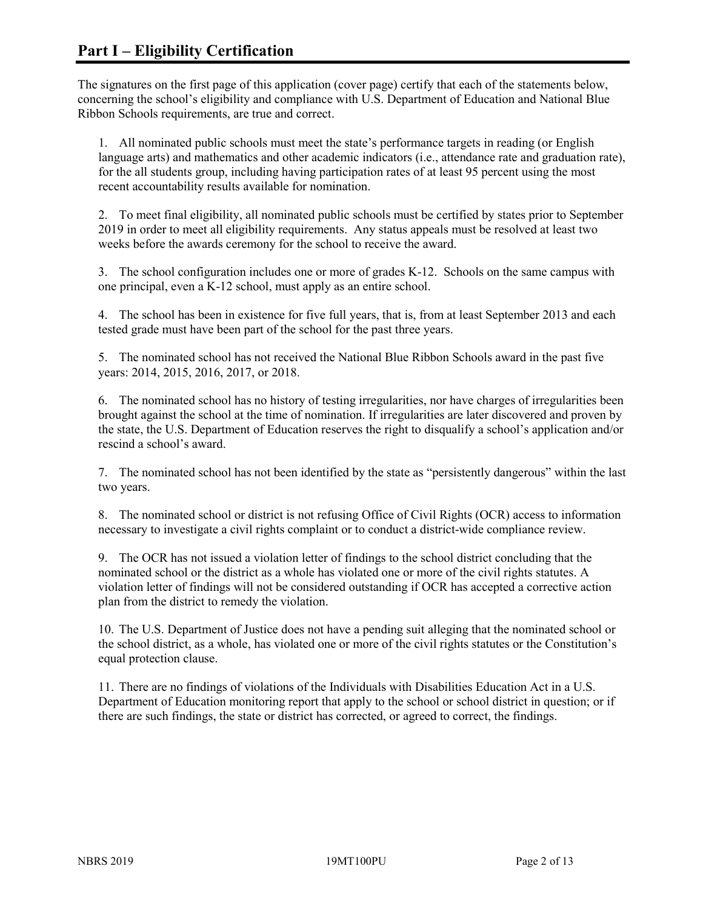## Part I – Eligibility Certification

The signatures on the first page of this application (cover page) certify that each of the statements below, concerning the school's eligibility and compliance with U.S. Department of Education and National Blue Ribbon Schools requirements, are true and correct.

1. All nominated public schools must meet the state's performance targets in reading (or English language arts) and mathematics and other academic indicators (i.e., attendance rate and graduation rate), for the all students group, including having participation rates of at least 95 percent using the most recent accountability results available for nomination.

2. To meet final eligibility, all nominated public schools must be certified by states prior to September 2019 in order to meet all eligibility requirements. Any status appeals must be resolved at least two weeks before the awards ceremony for the school to receive the award.

3. The school configuration includes one or more of grades K-12. Schools on the same campus with one principal, even a K-12 school, must apply as an entire school.

4. The school has been in existence for five full years, that is, from at least September 2013 and each tested grade must have been part of the school for the past three years.

5. The nominated school has not received the National Blue Ribbon Schools award in the past five years: 2014, 2015, 2016, 2017, or 2018.

6. The nominated school has no history of testing irregularities, nor have charges of irregularities been brought against the school at the time of nomination. If irregularities are later discovered and proven by the state, the U.S. Department of Education reserves the right to disqualify a school's application and/or rescind a school's award.

7. The nominated school has not been identified by the state as "persistently dangerous" within the last two years.

8. The nominated school or district is not refusing Office of Civil Rights (OCR) access to information necessary to investigate a civil rights complaint or to conduct a district-wide compliance review.

9. The OCR has not issued a violation letter of findings to the school district concluding that the nominated school or the district as a whole has violated one or more of the civil rights statutes. A violation letter of findings will not be considered outstanding if OCR has accepted a corrective action plan from the district to remedy the violation.

10. The U.S. Department of Justice does not have a pending suit alleging that the nominated school or the school district, as a whole, has violated one or more of the civil rights statutes or the Constitution's equal protection clause.

11. There are no findings of violations of the Individuals with Disabilities Education Act in a U.S. Department of Education monitoring report that apply to the school or school district in question; or if there are such findings, the state or district has corrected, or agreed to correct, the findings.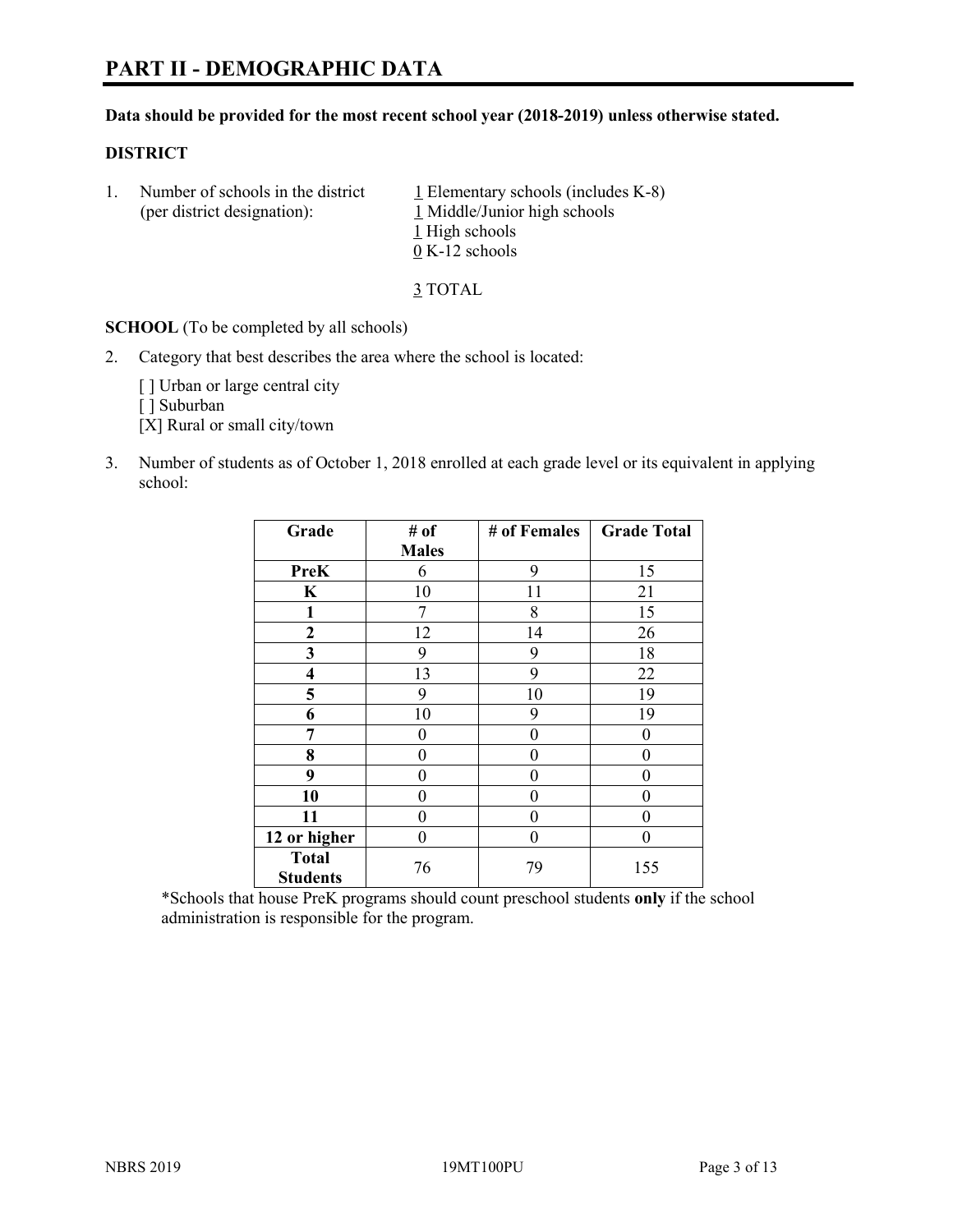# PART II - DEMOGRAPHIC DATA

**Data should be provided for the most recent school year (2018-2019) unless otherwise stated.**

**DISTRICT**

1. Number of schools in the district (per district designation):
   1 Elementary schools (includes K-8)
   1 Middle/Junior high schools
   1 High schools
   0 K-12 schools

   3 TOTAL

**SCHOOL** (To be completed by all schools)

2. Category that best describes the area where the school is located:

   [ ] Urban or large central city
   [ ] Suburban
   [X] Rural or small city/town

3. Number of students as of October 1, 2018 enrolled at each grade level or its equivalent in applying school:

| Grade | # of Males | # of Females | Grade Total |
| --- | --- | --- | --- |
| **PreK** | 6 | 9 | 15 |
| **K** | 10 | 11 | 21 |
| **1** | 7 | 8 | 15 |
| **2** | 12 | 14 | 26 |
| **3** | 9 | 9 | 18 |
| **4** | 13 | 9 | 22 |
| **5** | 9 | 10 | 19 |
| **6** | 10 | 9 | 19 |
| **7** | 0 | 0 | 0 |
| **8** | 0 | 0 | 0 |
| **9** | 0 | 0 | 0 |
| **10** | 0 | 0 | 0 |
| **11** | 0 | 0 | 0 |
| **12 or higher** | 0 | 0 | 0 |
| **Total Students** | 76 | 79 | 155 |

*Schools that house PreK programs should count preschool students **only** if the school administration is responsible for the program.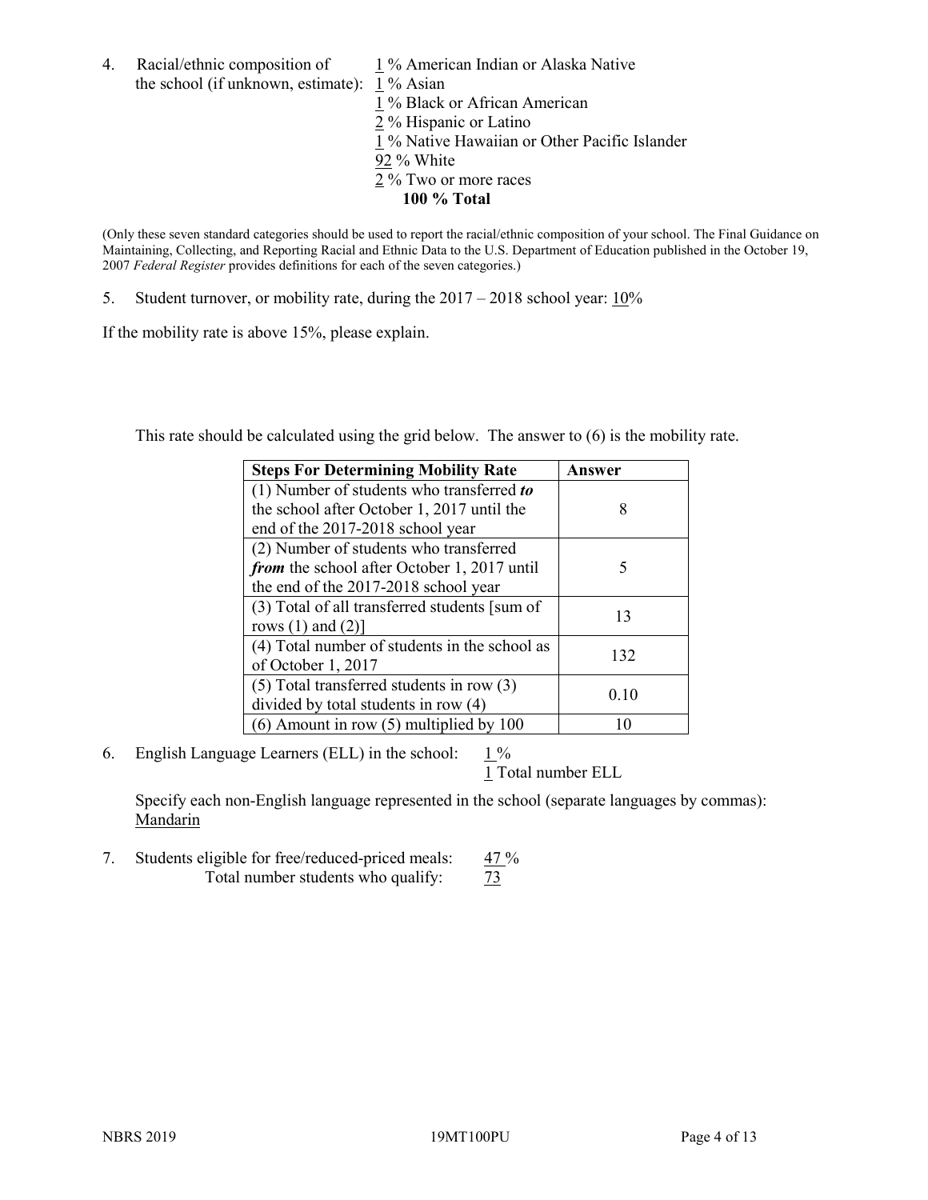4. Racial/ethnic composition of the school (if unknown, estimate):
   1 % American Indian or Alaska Native
   1 % Asian
   1 % Black or African American
   2 % Hispanic or Latino
   1 % Native Hawaiian or Other Pacific Islander
   92 % White
   2 % Two or more races
   **100 % Total**

(Only these seven standard categories should be used to report the racial/ethnic composition of your school. The Final Guidance on Maintaining, Collecting, and Reporting Racial and Ethnic Data to the U.S. Department of Education published in the October 19, 2007 *Federal Register* provides definitions for each of the seven categories.)

5. Student turnover, or mobility rate, during the 2017 – 2018 school year: 10%

If the mobility rate is above 15%, please explain.

This rate should be calculated using the grid below. The answer to (6) is the mobility rate.

| Steps For Determining Mobility Rate | Answer |
|---|---|
| (1) Number of students who transferred ***to*** the school after October 1, 2017 until the end of the 2017-2018 school year | 8 |
| (2) Number of students who transferred ***from*** the school after October 1, 2017 until the end of the 2017-2018 school year | 5 |
| (3) Total of all transferred students [sum of rows (1) and (2)] | 13 |
| (4) Total number of students in the school as of October 1, 2017 | 132 |
| (5) Total transferred students in row (3) divided by total students in row (4) | 0.10 |
| (6) Amount in row (5) multiplied by 100 | 10 |

6. English Language Learners (ELL) in the school: 1 %
   1 Total number ELL

   Specify each non-English language represented in the school (separate languages by commas):
   Mandarin

7. Students eligible for free/reduced-priced meals: 47 %
   Total number students who qualify: 73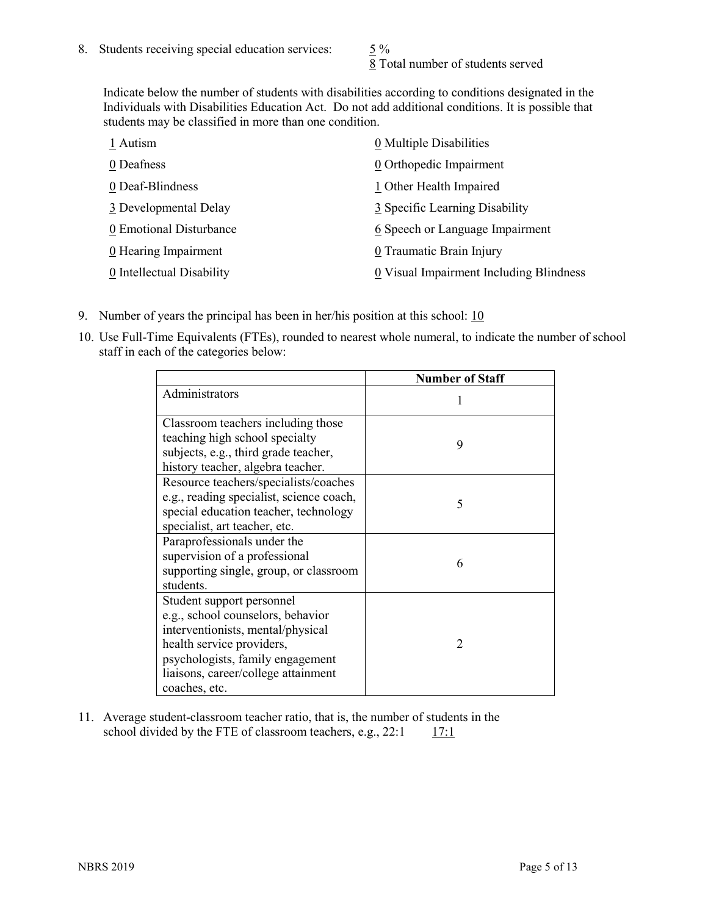8. Students receiving special education services: 5 %
   8 Total number of students served

   Indicate below the number of students with disabilities according to conditions designated in the Individuals with Disabilities Education Act. Do not add additional conditions. It is possible that students may be classified in more than one condition.

| | |
|---|---|
| 1 Autism | 0 Multiple Disabilities |
| 0 Deafness | 0 Orthopedic Impairment |
| 0 Deaf-Blindness | 1 Other Health Impaired |
| 3 Developmental Delay | 3 Specific Learning Disability |
| 0 Emotional Disturbance | 6 Speech or Language Impairment |
| 0 Hearing Impairment | 0 Traumatic Brain Injury |
| 0 Intellectual Disability | 0 Visual Impairment Including Blindness |

9. Number of years the principal has been in her/his position at this school: 10

10. Use Full-Time Equivalents (FTEs), rounded to nearest whole numeral, to indicate the number of school staff in each of the categories below:

| | Number of Staff |
|---|---|
| Administrators | 1 |
| Classroom teachers including those teaching high school specialty subjects, e.g., third grade teacher, history teacher, algebra teacher. | 9 |
| Resource teachers/specialists/coaches e.g., reading specialist, science coach, special education teacher, technology specialist, art teacher, etc. | 5 |
| Paraprofessionals under the supervision of a professional supporting single, group, or classroom students. | 6 |
| Student support personnel e.g., school counselors, behavior interventionists, mental/physical health service providers, psychologists, family engagement liaisons, career/college attainment coaches, etc. | 2 |

11. Average student-classroom teacher ratio, that is, the number of students in the school divided by the FTE of classroom teachers, e.g., 22:1 17:1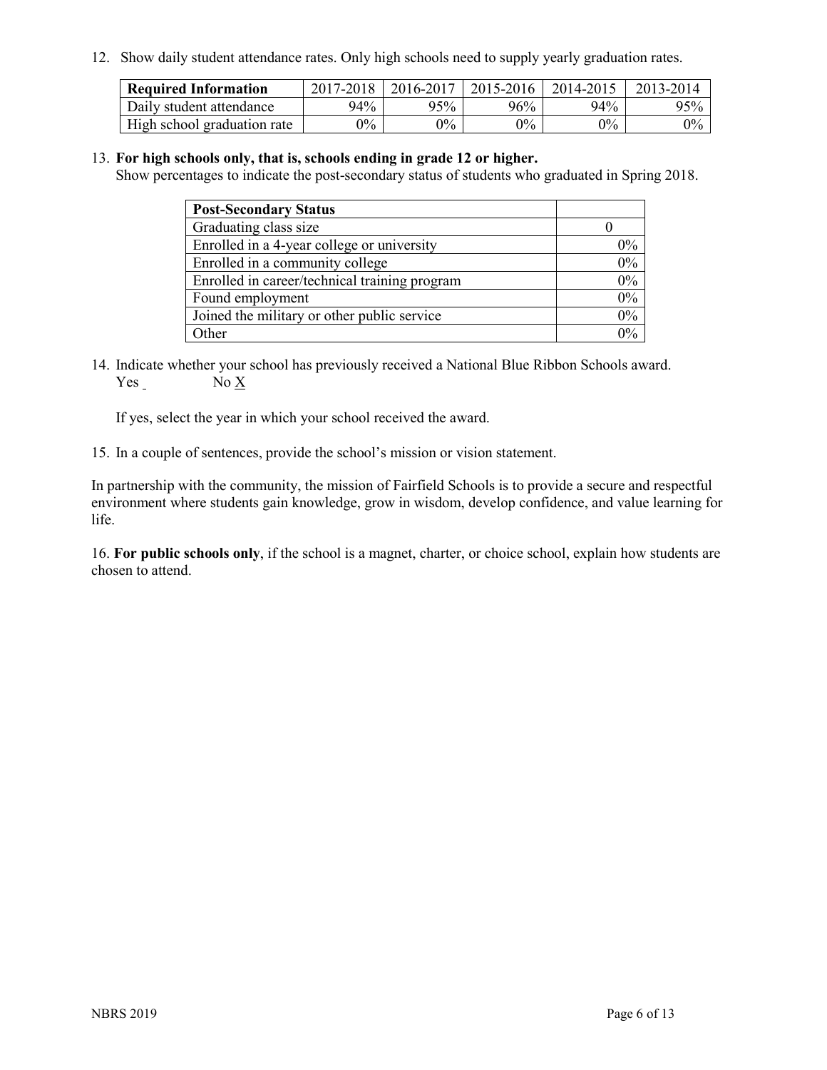12. Show daily student attendance rates. Only high schools need to supply yearly graduation rates.

| Required Information | 2017-2018 | 2016-2017 | 2015-2016 | 2014-2015 | 2013-2014 |
| --- | --- | --- | --- | --- | --- |
| Daily student attendance | 94% | 95% | 96% | 94% | 95% |
| High school graduation rate | 0% | 0% | 0% | 0% | 0% |

13. **For high schools only, that is, schools ending in grade 12 or higher.**
Show percentages to indicate the post-secondary status of students who graduated in Spring 2018.

| Post-Secondary Status | |
| --- | --- |
| Graduating class size | 0 |
| Enrolled in a 4-year college or university | 0% |
| Enrolled in a community college | 0% |
| Enrolled in career/technical training program | 0% |
| Found employment | 0% |
| Joined the military or other public service | 0% |
| Other | 0% |

14. Indicate whether your school has previously received a National Blue Ribbon Schools award.
Yes _ No X

If yes, select the year in which your school received the award.

15. In a couple of sentences, provide the school's mission or vision statement.

In partnership with the community, the mission of Fairfield Schools is to provide a secure and respectful environment where students gain knowledge, grow in wisdom, develop confidence, and value learning for life.

16. **For public schools only**, if the school is a magnet, charter, or choice school, explain how students are chosen to attend.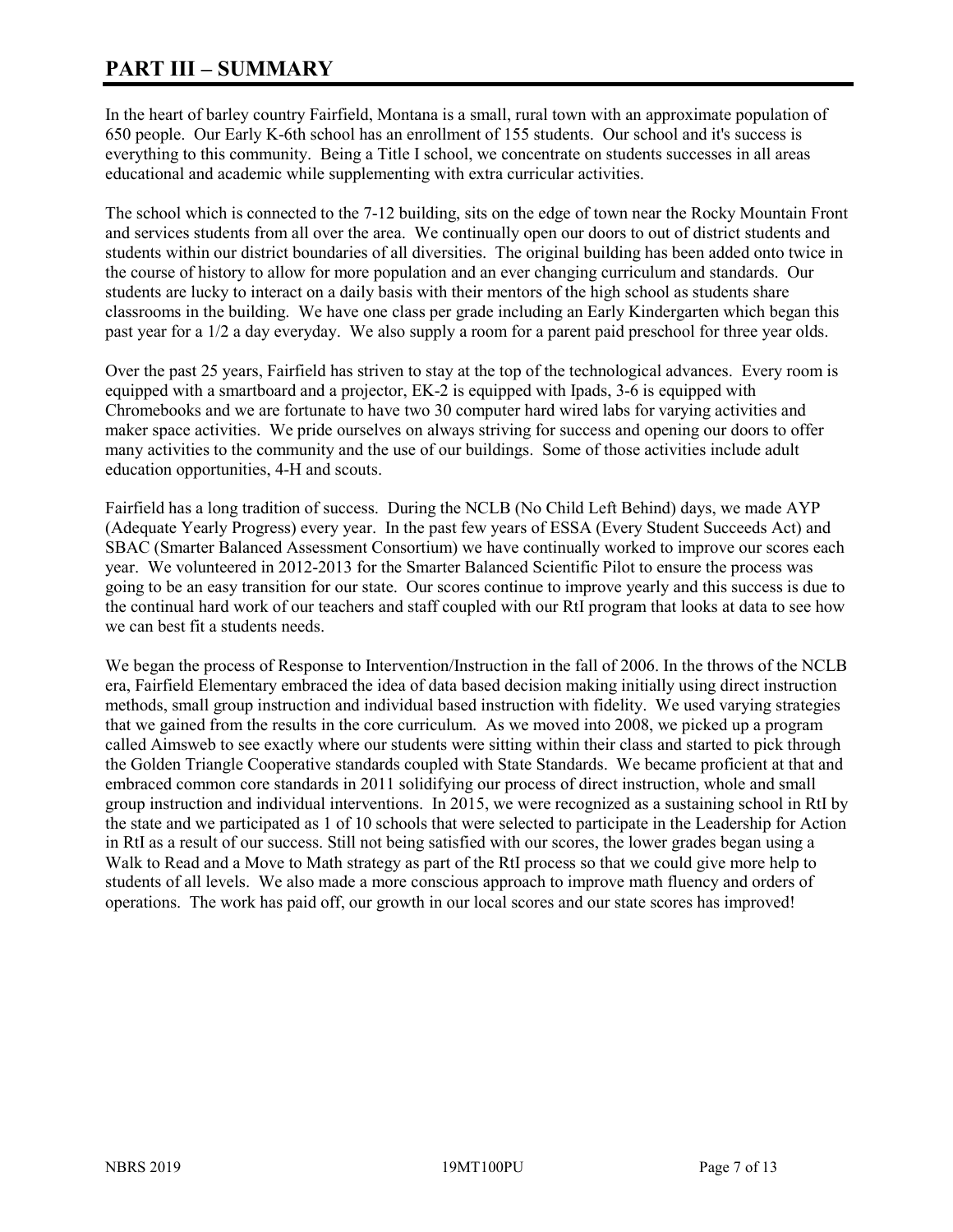# PART III – SUMMARY

In the heart of barley country Fairfield, Montana is a small, rural town with an approximate population of 650 people. Our Early K-6th school has an enrollment of 155 students. Our school and it's success is everything to this community. Being a Title I school, we concentrate on students successes in all areas educational and academic while supplementing with extra curricular activities.

The school which is connected to the 7-12 building, sits on the edge of town near the Rocky Mountain Front and services students from all over the area. We continually open our doors to out of district students and students within our district boundaries of all diversities. The original building has been added onto twice in the course of history to allow for more population and an ever changing curriculum and standards. Our students are lucky to interact on a daily basis with their mentors of the high school as students share classrooms in the building. We have one class per grade including an Early Kindergarten which began this past year for a 1/2 a day everyday. We also supply a room for a parent paid preschool for three year olds.

Over the past 25 years, Fairfield has striven to stay at the top of the technological advances. Every room is equipped with a smartboard and a projector, EK-2 is equipped with Ipads, 3-6 is equipped with Chromebooks and we are fortunate to have two 30 computer hard wired labs for varying activities and maker space activities. We pride ourselves on always striving for success and opening our doors to offer many activities to the community and the use of our buildings. Some of those activities include adult education opportunities, 4-H and scouts.

Fairfield has a long tradition of success. During the NCLB (No Child Left Behind) days, we made AYP (Adequate Yearly Progress) every year. In the past few years of ESSA (Every Student Succeeds Act) and SBAC (Smarter Balanced Assessment Consortium) we have continually worked to improve our scores each year. We volunteered in 2012-2013 for the Smarter Balanced Scientific Pilot to ensure the process was going to be an easy transition for our state. Our scores continue to improve yearly and this success is due to the continual hard work of our teachers and staff coupled with our RtI program that looks at data to see how we can best fit a students needs.

We began the process of Response to Intervention/Instruction in the fall of 2006. In the throws of the NCLB era, Fairfield Elementary embraced the idea of data based decision making initially using direct instruction methods, small group instruction and individual based instruction with fidelity. We used varying strategies that we gained from the results in the core curriculum. As we moved into 2008, we picked up a program called Aimsweb to see exactly where our students were sitting within their class and started to pick through the Golden Triangle Cooperative standards coupled with State Standards. We became proficient at that and embraced common core standards in 2011 solidifying our process of direct instruction, whole and small group instruction and individual interventions. In 2015, we were recognized as a sustaining school in RtI by the state and we participated as 1 of 10 schools that were selected to participate in the Leadership for Action in RtI as a result of our success. Still not being satisfied with our scores, the lower grades began using a Walk to Read and a Move to Math strategy as part of the RtI process so that we could give more help to students of all levels. We also made a more conscious approach to improve math fluency and orders of operations. The work has paid off, our growth in our local scores and our state scores has improved!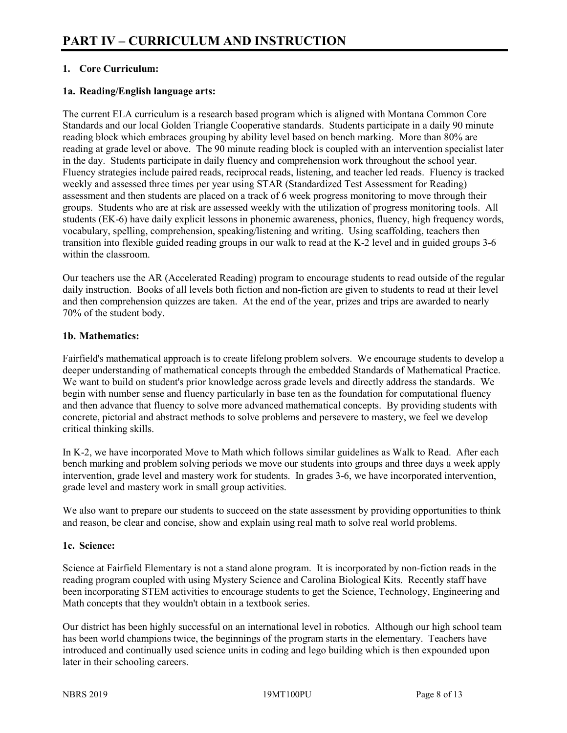# PART IV – CURRICULUM AND INSTRUCTION

## 1. Core Curriculum:

### 1a. Reading/English language arts:

The current ELA curriculum is a research based program which is aligned with Montana Common Core Standards and our local Golden Triangle Cooperative standards. Students participate in a daily 90 minute reading block which embraces grouping by ability level based on bench marking. More than 80% are reading at grade level or above. The 90 minute reading block is coupled with an intervention specialist later in the day. Students participate in daily fluency and comprehension work throughout the school year. Fluency strategies include paired reads, reciprocal reads, listening, and teacher led reads. Fluency is tracked weekly and assessed three times per year using STAR (Standardized Test Assessment for Reading) assessment and then students are placed on a track of 6 week progress monitoring to move through their groups. Students who are at risk are assessed weekly with the utilization of progress monitoring tools. All students (EK-6) have daily explicit lessons in phonemic awareness, phonics, fluency, high frequency words, vocabulary, spelling, comprehension, speaking/listening and writing. Using scaffolding, teachers then transition into flexible guided reading groups in our walk to read at the K-2 level and in guided groups 3-6 within the classroom.

Our teachers use the AR (Accelerated Reading) program to encourage students to read outside of the regular daily instruction. Books of all levels both fiction and non-fiction are given to students to read at their level and then comprehension quizzes are taken. At the end of the year, prizes and trips are awarded to nearly 70% of the student body.

### 1b. Mathematics:

Fairfield's mathematical approach is to create lifelong problem solvers. We encourage students to develop a deeper understanding of mathematical concepts through the embedded Standards of Mathematical Practice. We want to build on student's prior knowledge across grade levels and directly address the standards. We begin with number sense and fluency particularly in base ten as the foundation for computational fluency and then advance that fluency to solve more advanced mathematical concepts. By providing students with concrete, pictorial and abstract methods to solve problems and persevere to mastery, we feel we develop critical thinking skills.

In K-2, we have incorporated Move to Math which follows similar guidelines as Walk to Read. After each bench marking and problem solving periods we move our students into groups and three days a week apply intervention, grade level and mastery work for students. In grades 3-6, we have incorporated intervention, grade level and mastery work in small group activities.

We also want to prepare our students to succeed on the state assessment by providing opportunities to think and reason, be clear and concise, show and explain using real math to solve real world problems.

### 1c. Science:

Science at Fairfield Elementary is not a stand alone program. It is incorporated by non-fiction reads in the reading program coupled with using Mystery Science and Carolina Biological Kits. Recently staff have been incorporating STEM activities to encourage students to get the Science, Technology, Engineering and Math concepts that they wouldn't obtain in a textbook series.

Our district has been highly successful on an international level in robotics. Although our high school team has been world champions twice, the beginnings of the program starts in the elementary. Teachers have introduced and continually used science units in coding and lego building which is then expounded upon later in their schooling careers.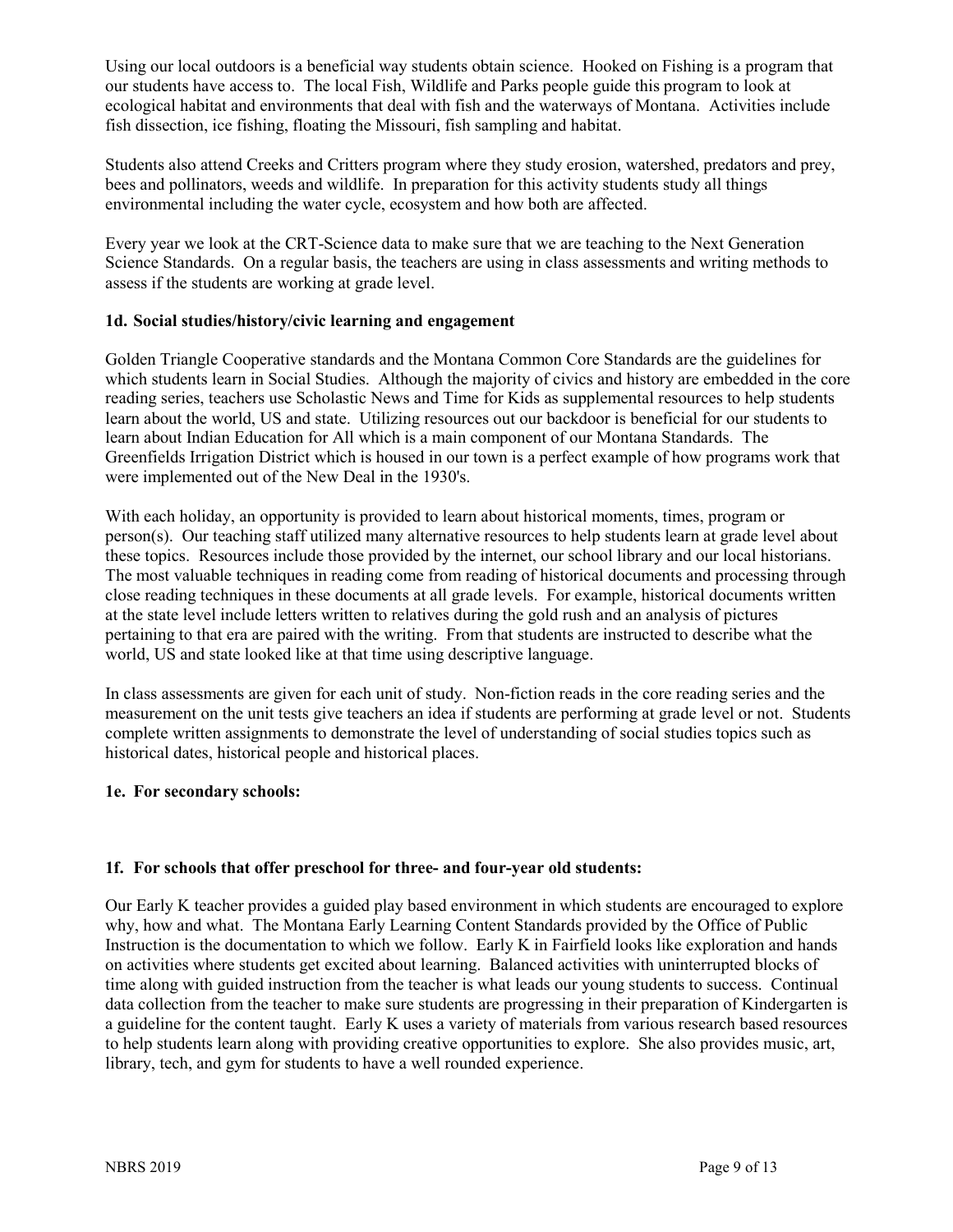Using our local outdoors is a beneficial way students obtain science. Hooked on Fishing is a program that our students have access to. The local Fish, Wildlife and Parks people guide this program to look at ecological habitat and environments that deal with fish and the waterways of Montana. Activities include fish dissection, ice fishing, floating the Missouri, fish sampling and habitat.

Students also attend Creeks and Critters program where they study erosion, watershed, predators and prey, bees and pollinators, weeds and wildlife. In preparation for this activity students study all things environmental including the water cycle, ecosystem and how both are affected.

Every year we look at the CRT-Science data to make sure that we are teaching to the Next Generation Science Standards. On a regular basis, the teachers are using in class assessments and writing methods to assess if the students are working at grade level.

### 1d. Social studies/history/civic learning and engagement

Golden Triangle Cooperative standards and the Montana Common Core Standards are the guidelines for which students learn in Social Studies. Although the majority of civics and history are embedded in the core reading series, teachers use Scholastic News and Time for Kids as supplemental resources to help students learn about the world, US and state. Utilizing resources out our backdoor is beneficial for our students to learn about Indian Education for All which is a main component of our Montana Standards. The Greenfields Irrigation District which is housed in our town is a perfect example of how programs work that were implemented out of the New Deal in the 1930's.

With each holiday, an opportunity is provided to learn about historical moments, times, program or person(s). Our teaching staff utilized many alternative resources to help students learn at grade level about these topics. Resources include those provided by the internet, our school library and our local historians. The most valuable techniques in reading come from reading of historical documents and processing through close reading techniques in these documents at all grade levels. For example, historical documents written at the state level include letters written to relatives during the gold rush and an analysis of pictures pertaining to that era are paired with the writing. From that students are instructed to describe what the world, US and state looked like at that time using descriptive language.

In class assessments are given for each unit of study. Non-fiction reads in the core reading series and the measurement on the unit tests give teachers an idea if students are performing at grade level or not. Students complete written assignments to demonstrate the level of understanding of social studies topics such as historical dates, historical people and historical places.

### 1e. For secondary schools:

### 1f. For schools that offer preschool for three- and four-year old students:

Our Early K teacher provides a guided play based environment in which students are encouraged to explore why, how and what. The Montana Early Learning Content Standards provided by the Office of Public Instruction is the documentation to which we follow. Early K in Fairfield looks like exploration and hands on activities where students get excited about learning. Balanced activities with uninterrupted blocks of time along with guided instruction from the teacher is what leads our young students to success. Continual data collection from the teacher to make sure students are progressing in their preparation of Kindergarten is a guideline for the content taught. Early K uses a variety of materials from various research based resources to help students learn along with providing creative opportunities to explore. She also provides music, art, library, tech, and gym for students to have a well rounded experience.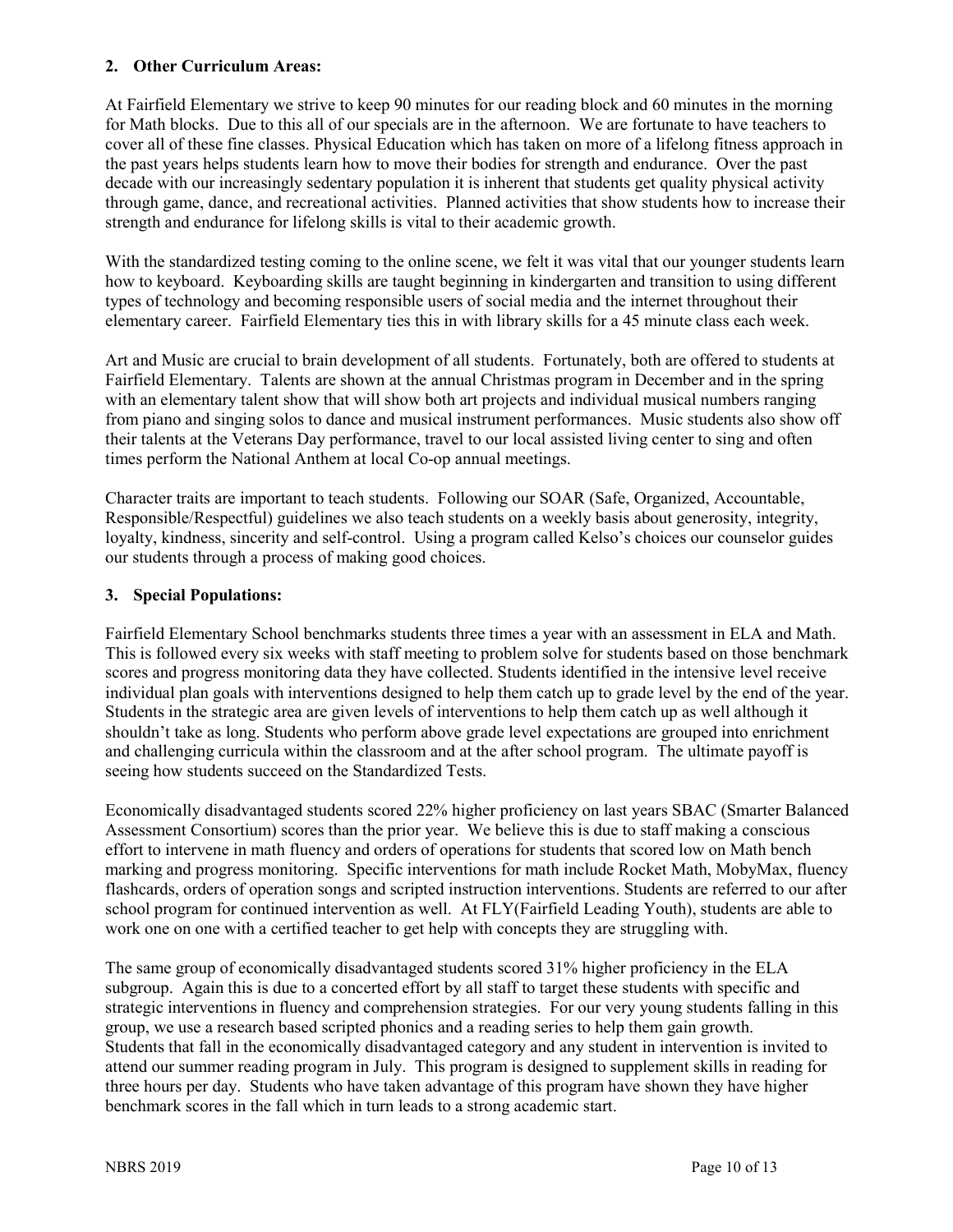## 2. Other Curriculum Areas:

At Fairfield Elementary we strive to keep 90 minutes for our reading block and 60 minutes in the morning for Math blocks. Due to this all of our specials are in the afternoon. We are fortunate to have teachers to cover all of these fine classes. Physical Education which has taken on more of a lifelong fitness approach in the past years helps students learn how to move their bodies for strength and endurance. Over the past decade with our increasingly sedentary population it is inherent that students get quality physical activity through game, dance, and recreational activities. Planned activities that show students how to increase their strength and endurance for lifelong skills is vital to their academic growth.

With the standardized testing coming to the online scene, we felt it was vital that our younger students learn how to keyboard. Keyboarding skills are taught beginning in kindergarten and transition to using different types of technology and becoming responsible users of social media and the internet throughout their elementary career. Fairfield Elementary ties this in with library skills for a 45 minute class each week.

Art and Music are crucial to brain development of all students. Fortunately, both are offered to students at Fairfield Elementary. Talents are shown at the annual Christmas program in December and in the spring with an elementary talent show that will show both art projects and individual musical numbers ranging from piano and singing solos to dance and musical instrument performances. Music students also show off their talents at the Veterans Day performance, travel to our local assisted living center to sing and often times perform the National Anthem at local Co-op annual meetings.

Character traits are important to teach students. Following our SOAR (Safe, Organized, Accountable, Responsible/Respectful) guidelines we also teach students on a weekly basis about generosity, integrity, loyalty, kindness, sincerity and self-control. Using a program called Kelso's choices our counselor guides our students through a process of making good choices.

## 3. Special Populations:

Fairfield Elementary School benchmarks students three times a year with an assessment in ELA and Math. This is followed every six weeks with staff meeting to problem solve for students based on those benchmark scores and progress monitoring data they have collected. Students identified in the intensive level receive individual plan goals with interventions designed to help them catch up to grade level by the end of the year. Students in the strategic area are given levels of interventions to help them catch up as well although it shouldn't take as long. Students who perform above grade level expectations are grouped into enrichment and challenging curricula within the classroom and at the after school program. The ultimate payoff is seeing how students succeed on the Standardized Tests.

Economically disadvantaged students scored 22% higher proficiency on last years SBAC (Smarter Balanced Assessment Consortium) scores than the prior year. We believe this is due to staff making a conscious effort to intervene in math fluency and orders of operations for students that scored low on Math bench marking and progress monitoring. Specific interventions for math include Rocket Math, MobyMax, fluency flashcards, orders of operation songs and scripted instruction interventions. Students are referred to our after school program for continued intervention as well. At FLY(Fairfield Leading Youth), students are able to work one on one with a certified teacher to get help with concepts they are struggling with.

The same group of economically disadvantaged students scored 31% higher proficiency in the ELA subgroup. Again this is due to a concerted effort by all staff to target these students with specific and strategic interventions in fluency and comprehension strategies. For our very young students falling in this group, we use a research based scripted phonics and a reading series to help them gain growth. Students that fall in the economically disadvantaged category and any student in intervention is invited to attend our summer reading program in July. This program is designed to supplement skills in reading for three hours per day. Students who have taken advantage of this program have shown they have higher benchmark scores in the fall which in turn leads to a strong academic start.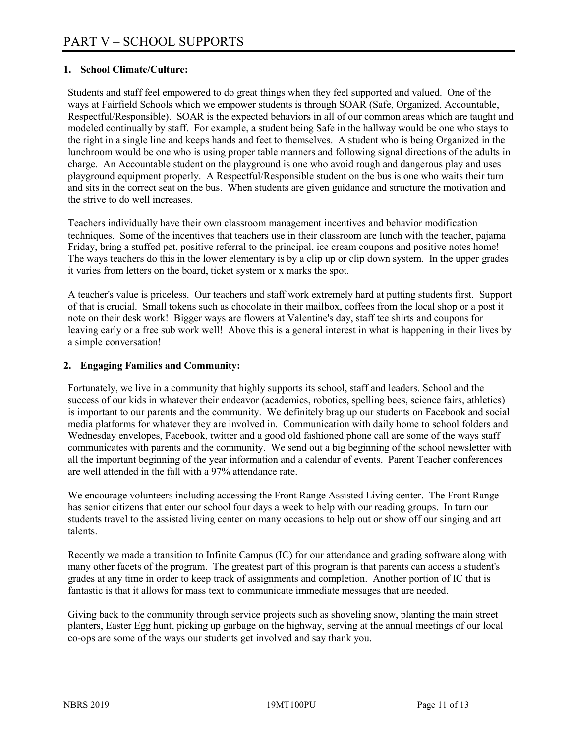# PART V – SCHOOL SUPPORTS

### 1. School Climate/Culture:

Students and staff feel empowered to do great things when they feel supported and valued. One of the ways at Fairfield Schools which we empower students is through SOAR (Safe, Organized, Accountable, Respectful/Responsible). SOAR is the expected behaviors in all of our common areas which are taught and modeled continually by staff. For example, a student being Safe in the hallway would be one who stays to the right in a single line and keeps hands and feet to themselves. A student who is being Organized in the lunchroom would be one who is using proper table manners and following signal directions of the adults in charge. An Accountable student on the playground is one who avoid rough and dangerous play and uses playground equipment properly. A Respectful/Responsible student on the bus is one who waits their turn and sits in the correct seat on the bus. When students are given guidance and structure the motivation and the strive to do well increases.

Teachers individually have their own classroom management incentives and behavior modification techniques. Some of the incentives that teachers use in their classroom are lunch with the teacher, pajama Friday, bring a stuffed pet, positive referral to the principal, ice cream coupons and positive notes home! The ways teachers do this in the lower elementary is by a clip up or clip down system. In the upper grades it varies from letters on the board, ticket system or x marks the spot.

A teacher's value is priceless. Our teachers and staff work extremely hard at putting students first. Support of that is crucial. Small tokens such as chocolate in their mailbox, coffees from the local shop or a post it note on their desk work! Bigger ways are flowers at Valentine's day, staff tee shirts and coupons for leaving early or a free sub work well! Above this is a general interest in what is happening in their lives by a simple conversation!

### 2. Engaging Families and Community:

Fortunately, we live in a community that highly supports its school, staff and leaders. School and the success of our kids in whatever their endeavor (academics, robotics, spelling bees, science fairs, athletics) is important to our parents and the community. We definitely brag up our students on Facebook and social media platforms for whatever they are involved in. Communication with daily home to school folders and Wednesday envelopes, Facebook, twitter and a good old fashioned phone call are some of the ways staff communicates with parents and the community. We send out a big beginning of the school newsletter with all the important beginning of the year information and a calendar of events. Parent Teacher conferences are well attended in the fall with a 97% attendance rate.

We encourage volunteers including accessing the Front Range Assisted Living center. The Front Range has senior citizens that enter our school four days a week to help with our reading groups. In turn our students travel to the assisted living center on many occasions to help out or show off our singing and art talents.

Recently we made a transition to Infinite Campus (IC) for our attendance and grading software along with many other facets of the program. The greatest part of this program is that parents can access a student's grades at any time in order to keep track of assignments and completion. Another portion of IC that is fantastic is that it allows for mass text to communicate immediate messages that are needed.

Giving back to the community through service projects such as shoveling snow, planting the main street planters, Easter Egg hunt, picking up garbage on the highway, serving at the annual meetings of our local co-ops are some of the ways our students get involved and say thank you.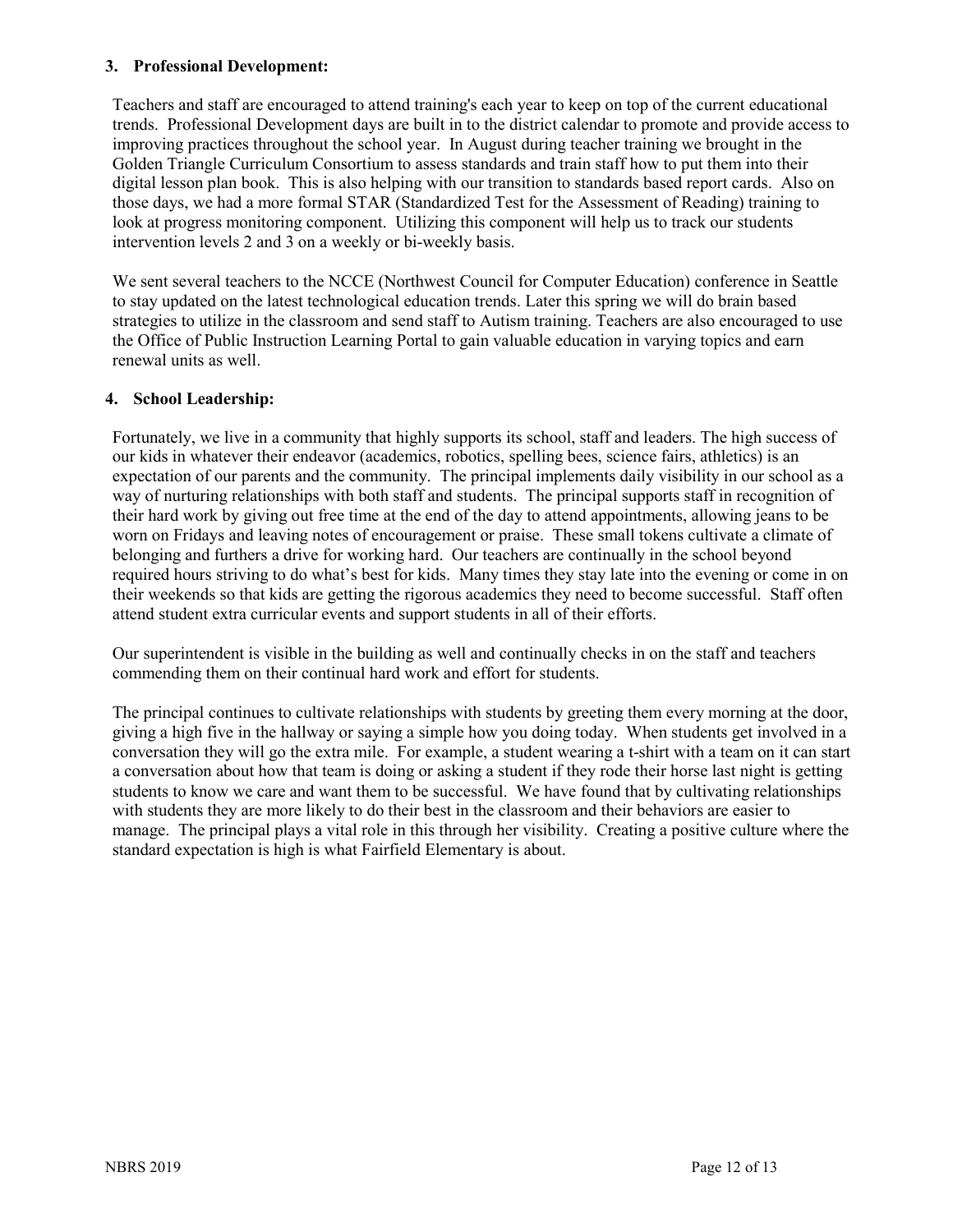**3. Professional Development:**

Teachers and staff are encouraged to attend training's each year to keep on top of the current educational trends. Professional Development days are built in to the district calendar to promote and provide access to improving practices throughout the school year. In August during teacher training we brought in the Golden Triangle Curriculum Consortium to assess standards and train staff how to put them into their digital lesson plan book. This is also helping with our transition to standards based report cards. Also on those days, we had a more formal STAR (Standardized Test for the Assessment of Reading) training to look at progress monitoring component. Utilizing this component will help us to track our students intervention levels 2 and 3 on a weekly or bi-weekly basis.

We sent several teachers to the NCCE (Northwest Council for Computer Education) conference in Seattle to stay updated on the latest technological education trends. Later this spring we will do brain based strategies to utilize in the classroom and send staff to Autism training. Teachers are also encouraged to use the Office of Public Instruction Learning Portal to gain valuable education in varying topics and earn renewal units as well.

**4. School Leadership:**

Fortunately, we live in a community that highly supports its school, staff and leaders. The high success of our kids in whatever their endeavor (academics, robotics, spelling bees, science fairs, athletics) is an expectation of our parents and the community. The principal implements daily visibility in our school as a way of nurturing relationships with both staff and students. The principal supports staff in recognition of their hard work by giving out free time at the end of the day to attend appointments, allowing jeans to be worn on Fridays and leaving notes of encouragement or praise. These small tokens cultivate a climate of belonging and furthers a drive for working hard. Our teachers are continually in the school beyond required hours striving to do what's best for kids. Many times they stay late into the evening or come in on their weekends so that kids are getting the rigorous academics they need to become successful. Staff often attend student extra curricular events and support students in all of their efforts.

Our superintendent is visible in the building as well and continually checks in on the staff and teachers commending them on their continual hard work and effort for students.

The principal continues to cultivate relationships with students by greeting them every morning at the door, giving a high five in the hallway or saying a simple how you doing today. When students get involved in a conversation they will go the extra mile. For example, a student wearing a t-shirt with a team on it can start a conversation about how that team is doing or asking a student if they rode their horse last night is getting students to know we care and want them to be successful. We have found that by cultivating relationships with students they are more likely to do their best in the classroom and their behaviors are easier to manage. The principal plays a vital role in this through her visibility. Creating a positive culture where the standard expectation is high is what Fairfield Elementary is about.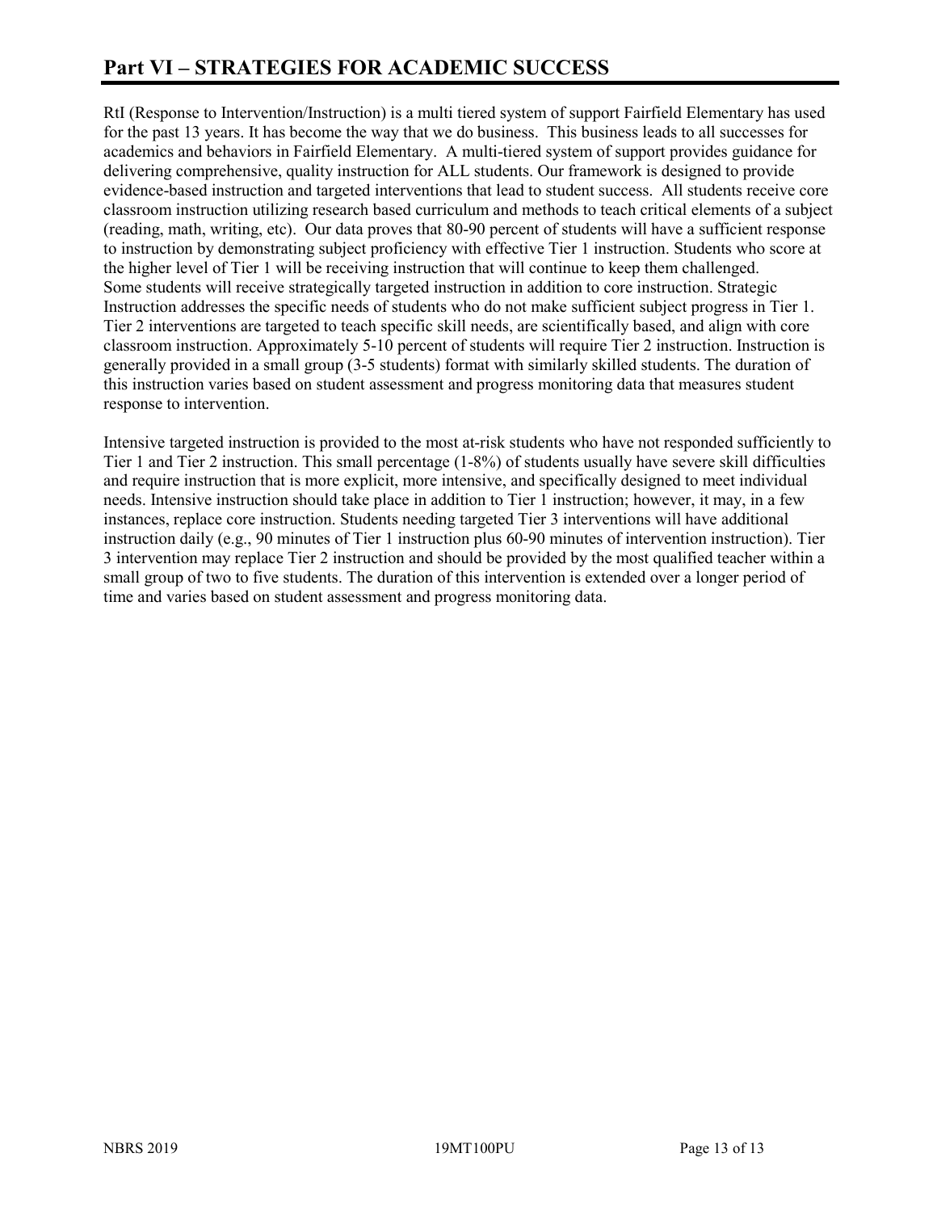# Part VI – STRATEGIES FOR ACADEMIC SUCCESS

RtI (Response to Intervention/Instruction) is a multi tiered system of support Fairfield Elementary has used for the past 13 years. It has become the way that we do business. This business leads to all successes for academics and behaviors in Fairfield Elementary. A multi-tiered system of support provides guidance for delivering comprehensive, quality instruction for ALL students. Our framework is designed to provide evidence-based instruction and targeted interventions that lead to student success. All students receive core classroom instruction utilizing research based curriculum and methods to teach critical elements of a subject (reading, math, writing, etc). Our data proves that 80-90 percent of students will have a sufficient response to instruction by demonstrating subject proficiency with effective Tier 1 instruction. Students who score at the higher level of Tier 1 will be receiving instruction that will continue to keep them challenged. Some students will receive strategically targeted instruction in addition to core instruction. Strategic Instruction addresses the specific needs of students who do not make sufficient subject progress in Tier 1. Tier 2 interventions are targeted to teach specific skill needs, are scientifically based, and align with core classroom instruction. Approximately 5-10 percent of students will require Tier 2 instruction. Instruction is generally provided in a small group (3-5 students) format with similarly skilled students. The duration of this instruction varies based on student assessment and progress monitoring data that measures student response to intervention.

Intensive targeted instruction is provided to the most at-risk students who have not responded sufficiently to Tier 1 and Tier 2 instruction. This small percentage (1-8%) of students usually have severe skill difficulties and require instruction that is more explicit, more intensive, and specifically designed to meet individual needs. Intensive instruction should take place in addition to Tier 1 instruction; however, it may, in a few instances, replace core instruction. Students needing targeted Tier 3 interventions will have additional instruction daily (e.g., 90 minutes of Tier 1 instruction plus 60-90 minutes of intervention instruction). Tier 3 intervention may replace Tier 2 instruction and should be provided by the most qualified teacher within a small group of two to five students. The duration of this intervention is extended over a longer period of time and varies based on student assessment and progress monitoring data.